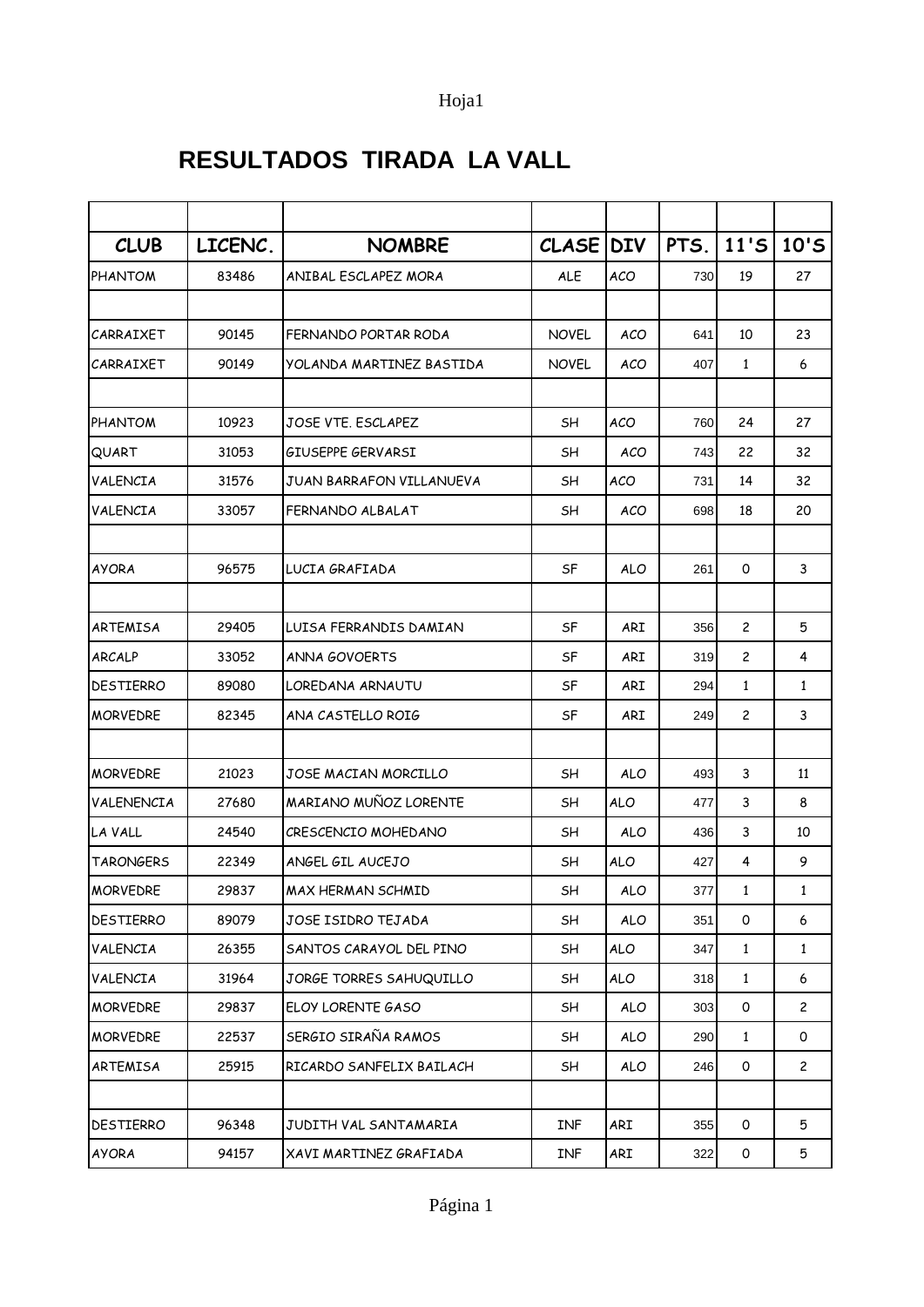# RESULTADOS TIRADA LA VALL

| CLUB | LICENC. | NOMBRE | CLASE | DIV | PTS. | 11'S | 10'S |
|---|---|---|---|---|---|---|---|
| PHANTOM | 83486 | ANIBAL ESCLAPEZ MORA | ALE | ACO | 730 | 19 | 27 |
| | | | | | | | |
| CARRAIXET | 90145 | FERNANDO PORTAR RODA | NOVEL | ACO | 641 | 10 | 23 |
| CARRAIXET | 90149 | YOLANDA MARTINEZ BASTIDA | NOVEL | ACO | 407 | 1 | 6 |
| | | | | | | | |
| PHANTOM | 10923 | JOSE VTE. ESCLAPEZ | SH | ACO | 760 | 24 | 27 |
| QUART | 31053 | GIUSEPPE GERVARSI | SH | ACO | 743 | 22 | 32 |
| VALENCIA | 31576 | JUAN BARRAFON VILLANUEVA | SH | ACO | 731 | 14 | 32 |
| VALENCIA | 33057 | FERNANDO ALBALAT | SH | ACO | 698 | 18 | 20 |
| | | | | | | | |
| AYORA | 96575 | LUCIA GRAFIADA | SF | ALO | 261 | 0 | 3 |
| | | | | | | | |
| ARTEMISA | 29405 | LUISA FERRANDIS DAMIAN | SF | ARI | 356 | 2 | 5 |
| ARCALP | 33052 | ANNA GOVOERTS | SF | ARI | 319 | 2 | 4 |
| DESTIERRO | 89080 | LOREDANA ARNAUTU | SF | ARI | 294 | 1 | 1 |
| MORVEDRE | 82345 | ANA CASTELLO ROIG | SF | ARI | 249 | 2 | 3 |
| | | | | | | | |
| MORVEDRE | 21023 | JOSE MACIAN MORCILLO | SH | ALO | 493 | 3 | 11 |
| VALENENCIA | 27680 | MARIANO MUÑOZ LORENTE | SH | ALO | 477 | 3 | 8 |
| LA VALL | 24540 | CRESCENCIO MOHEDANO | SH | ALO | 436 | 3 | 10 |
| TARONGERS | 22349 | ANGEL GIL AUCEJO | SH | ALO | 427 | 4 | 9 |
| MORVEDRE | 29837 | MAX HERMAN SCHMID | SH | ALO | 377 | 1 | 1 |
| DESTIERRO | 89079 | JOSE ISIDRO TEJADA | SH | ALO | 351 | 0 | 6 |
| VALENCIA | 26355 | SANTOS CARAYOL DEL PINO | SH | ALO | 347 | 1 | 1 |
| VALENCIA | 31964 | JORGE TORRES SAHUQUILLO | SH | ALO | 318 | 1 | 6 |
| MORVEDRE | 29837 | ELOY LORENTE GASO | SH | ALO | 303 | 0 | 2 |
| MORVEDRE | 22537 | SERGIO SIRAÑA RAMOS | SH | ALO | 290 | 1 | 0 |
| ARTEMISA | 25915 | RICARDO SANFELIX BAILACH | SH | ALO | 246 | 0 | 2 |
| | | | | | | | |
| DESTIERRO | 96348 | JUDITH VAL SANTAMARIA | INF | ARI | 355 | 0 | 5 |
| AYORA | 94157 | XAVI MARTINEZ GRAFIADA | INF | ARI | 322 | 0 | 5 |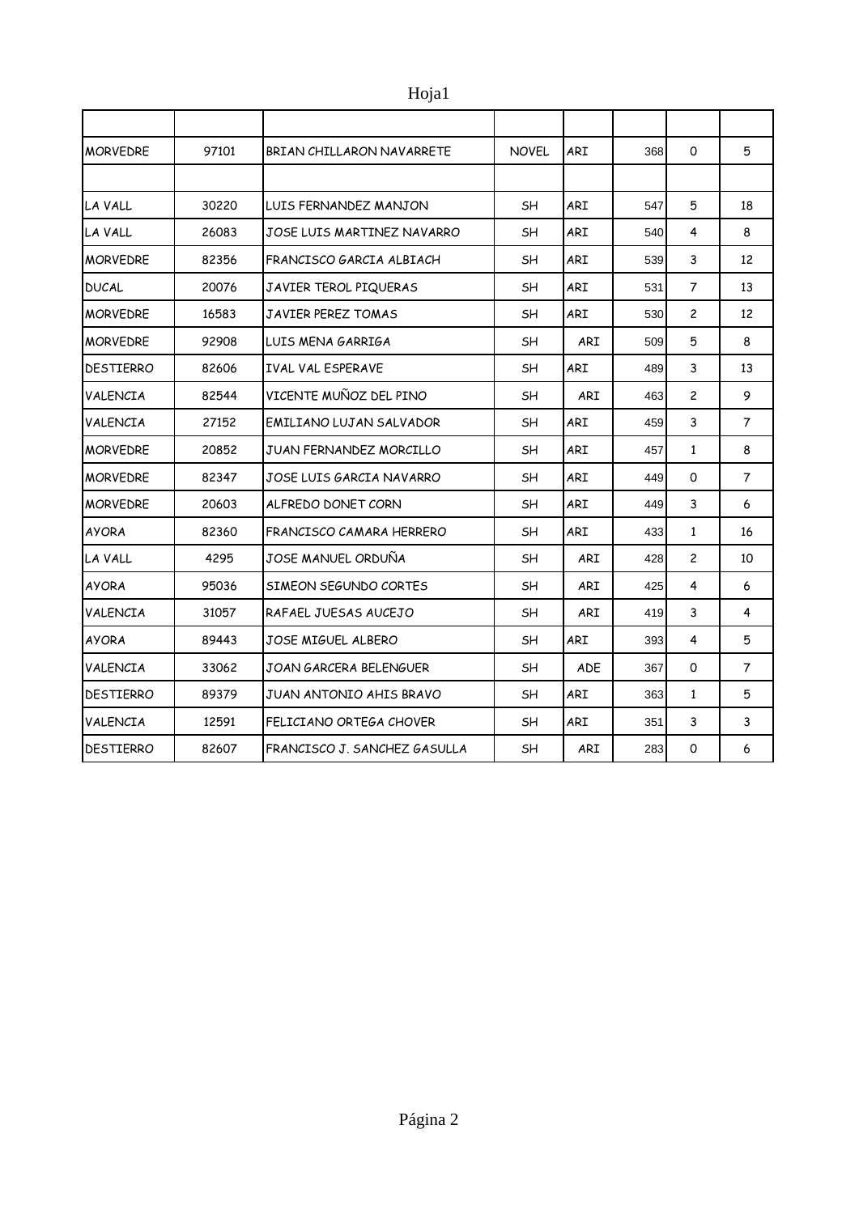| | | | | | | | |
|---|---|---|---|---|---|---|---|
| MORVEDRE | 97101 | BRIAN CHILLARON NAVARRETE | NOVEL | ARI | 368 | 0 | 5 |
| | | | | | | | |
| LA VALL | 30220 | LUIS FERNANDEZ MANJON | SH | ARI | 547 | 5 | 18 |
| LA VALL | 26083 | JOSE LUIS MARTINEZ NAVARRO | SH | ARI | 540 | 4 | 8 |
| MORVEDRE | 82356 | FRANCISCO GARCIA ALBIACH | SH | ARI | 539 | 3 | 12 |
| DUCAL | 20076 | JAVIER TEROL PIQUERAS | SH | ARI | 531 | 7 | 13 |
| MORVEDRE | 16583 | JAVIER PEREZ TOMAS | SH | ARI | 530 | 2 | 12 |
| MORVEDRE | 92908 | LUIS MENA GARRIGA | SH | ARI | 509 | 5 | 8 |
| DESTIERRO | 82606 | IVAL VAL ESPERAVE | SH | ARI | 489 | 3 | 13 |
| VALENCIA | 82544 | VICENTE MUÑOZ DEL PINO | SH | ARI | 463 | 2 | 9 |
| VALENCIA | 27152 | EMILIANO LUJAN SALVADOR | SH | ARI | 459 | 3 | 7 |
| MORVEDRE | 20852 | JUAN FERNANDEZ MORCILLO | SH | ARI | 457 | 1 | 8 |
| MORVEDRE | 82347 | JOSE LUIS GARCIA NAVARRO | SH | ARI | 449 | 0 | 7 |
| MORVEDRE | 20603 | ALFREDO DONET CORN | SH | ARI | 449 | 3 | 6 |
| AYORA | 82360 | FRANCISCO CAMARA HERRERO | SH | ARI | 433 | 1 | 16 |
| LA VALL | 4295 | JOSE MANUEL ORDUÑA | SH | ARI | 428 | 2 | 10 |
| AYORA | 95036 | SIMEON SEGUNDO CORTES | SH | ARI | 425 | 4 | 6 |
| VALENCIA | 31057 | RAFAEL JUESAS AUCEJO | SH | ARI | 419 | 3 | 4 |
| AYORA | 89443 | JOSE MIGUEL ALBERO | SH | ARI | 393 | 4 | 5 |
| VALENCIA | 33062 | JOAN GARCERA BELENGUER | SH | ADE | 367 | 0 | 7 |
| DESTIERRO | 89379 | JUAN ANTONIO AHIS BRAVO | SH | ARI | 363 | 1 | 5 |
| VALENCIA | 12591 | FELICIANO ORTEGA CHOVER | SH | ARI | 351 | 3 | 3 |
| DESTIERRO | 82607 | FRANCISCO J. SANCHEZ GASULLA | SH | ARI | 283 | 0 | 6 |